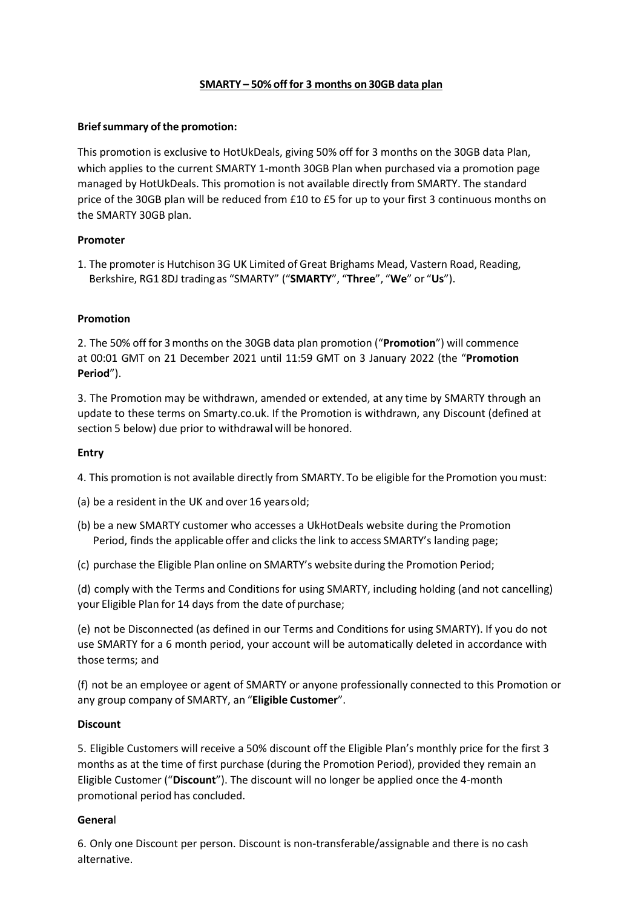**SMARTY – 50% off for 3 months on 30GB data plan**

**Brief summary of the promotion:**

This promotion is exclusive to HotUkDeals, giving 50% off for 3 months on the 30GB data Plan, which applies to the current SMARTY 1-month 30GB Plan when purchased via a promotion page managed by HotUkDeals. This promotion is not available directly from SMARTY. The standard price of the 30GB plan will be reduced from £10 to £5 for up to your first 3 continuous months on the SMARTY 30GB plan.

**Promoter**

1. The promoter is Hutchison 3G UK Limited of Great Brighams Mead, Vastern Road, Reading, Berkshire, RG1 8DJ trading as "SMARTY" ("**SMARTY**", "**Three**", "**We**" or "**Us**").

**Promotion**

2. The 50% off for 3 months on the 30GB data plan promotion ("**Promotion**") will commence at 00:01 GMT on 21 December 2021 until 11:59 GMT on 3 January 2022 (the "**Promotion Period**").

3. The Promotion may be withdrawn, amended or extended, at any time by SMARTY through an update to these terms on Smarty.co.uk. If the Promotion is withdrawn, any Discount (defined at section 5 below) due prior to withdrawal will be honored.

**Entry**

4. This promotion is not available directly from SMARTY. To be eligible for the Promotion you must:

(a) be a resident in the UK and over 16 years old;

(b) be a new SMARTY customer who accesses a UkHotDeals website during the Promotion Period, finds the applicable offer and clicks the link to access SMARTY's landing page;

(c) purchase the Eligible Plan online on SMARTY's website during the Promotion Period;

(d) comply with the Terms and Conditions for using SMARTY, including holding (and not cancelling) your Eligible Plan for 14 days from the date of purchase;

(e) not be Disconnected (as defined in our Terms and Conditions for using SMARTY). If you do not use SMARTY for a 6 month period, your account will be automatically deleted in accordance with those terms; and

(f) not be an employee or agent of SMARTY or anyone professionally connected to this Promotion or any group company of SMARTY, an "**Eligible Customer**".

**Discount**

5. Eligible Customers will receive a 50% discount off the Eligible Plan's monthly price for the first 3 months as at the time of first purchase (during the Promotion Period), provided they remain an Eligible Customer ("**Discount**"). The discount will no longer be applied once the 4-month promotional period has concluded.

**General**

6. Only one Discount per person. Discount is non-transferable/assignable and there is no cash alternative.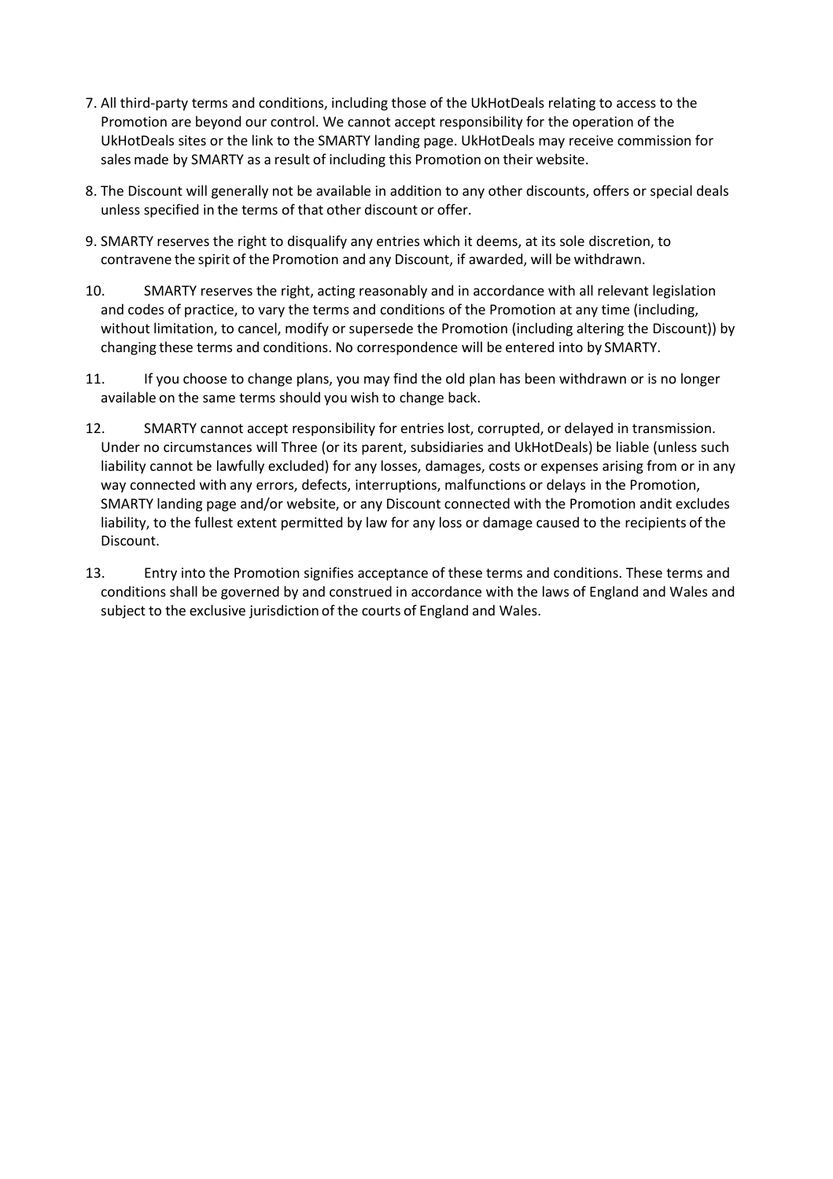7. All third-party terms and conditions, including those of the UkHotDeals relating to access to the Promotion are beyond our control. We cannot accept responsibility for the operation of the UkHotDeals sites or the link to the SMARTY landing page. UkHotDeals may receive commission for sales made by SMARTY as a result of including this Promotion on their website.

8. The Discount will generally not be available in addition to any other discounts, offers or special deals unless specified in the terms of that other discount or offer.

9. SMARTY reserves the right to disqualify any entries which it deems, at its sole discretion, to contravene the spirit of the Promotion and any Discount, if awarded, will be withdrawn.

10. SMARTY reserves the right, acting reasonably and in accordance with all relevant legislation and codes of practice, to vary the terms and conditions of the Promotion at any time (including, without limitation, to cancel, modify or supersede the Promotion (including altering the Discount)) by changing these terms and conditions. No correspondence will be entered into by SMARTY.

11. If you choose to change plans, you may find the old plan has been withdrawn or is no longer available on the same terms should you wish to change back.

12. SMARTY cannot accept responsibility for entries lost, corrupted, or delayed in transmission. Under no circumstances will Three (or its parent, subsidiaries and UkHotDeals) be liable (unless such liability cannot be lawfully excluded) for any losses, damages, costs or expenses arising from or in any way connected with any errors, defects, interruptions, malfunctions or delays in the Promotion, SMARTY landing page and/or website, or any Discount connected with the Promotion andit excludes liability, to the fullest extent permitted by law for any loss or damage caused to the recipients of the Discount.

13. Entry into the Promotion signifies acceptance of these terms and conditions. These terms and conditions shall be governed by and construed in accordance with the laws of England and Wales and subject to the exclusive jurisdiction of the courts of England and Wales.